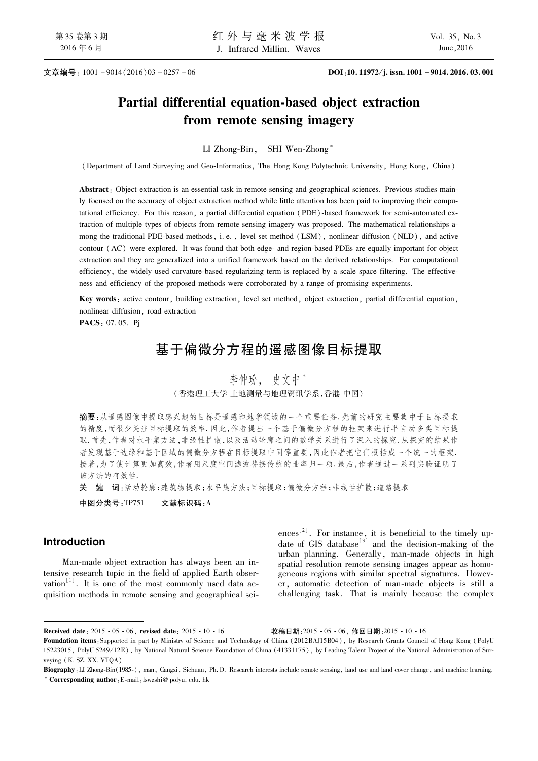文章编号：1001－9014(2016)03－0257－06 **DOI**:10.11972/j.issn.1001－9014.2016.03.001

# Partial differential equation-based object extraction from remote sensing imagery

LI Zhong-Bin, SHI Wen-Zhong*

(Department of Land Surveying and Geo-Informatics, The Hong Kong Polytechnic University, Hong Kong, China)

**Abstract**: Object extraction is an essential task in remote sensing and geographical sciences. Previous studies mainly focused on the accuracy of object extraction method while little attention has been paid to improving their computational efficiency. For this reason, a partial differential equation (PDE)-based framework for semi-automated extraction of multiple types of objects from remote sensing imagery was proposed. The mathematical relationships among the traditional PDE-based methods, i.e., level set method (LSM), nonlinear diffusion (NLD), and active contour (AC) were explored. It was found that both edge- and region-based PDEs are equally important for object extraction and they are generalized into a unified framework based on the derived relationships. For computational efficiency, the widely used curvature-based regularizing term is replaced by a scale space filtering. The effectiveness and efficiency of the proposed methods were corroborated by a range of promising experiments.

**Key words**: active contour, building extraction, level set method, object extraction, partial differential equation, nonlinear diffusion, road extraction

**PACS**: 07.05.Pj

# 基于偏微分方程的遥感图像目标提取

李仲玢， 史文中*

(香港理工大学 土地测量与地理资讯学系,香港 中国)

**摘要**:从遥感图像中提取感兴趣的目标是遥感和地学领域的一个重要任务.先前的研究主要集中于目标提取的精度,而很少关注目标提取的效率.因此,作者提出一个基于偏微分方程的框架来进行半自动多类目标提取.首先,作者对水平集方法,非线性扩散,以及活动轮廓之间的数学关系进行了深入的探究.从探究的结果作者发现基于边缘和基于区域的偏微分方程在目标提取中同等重要,因此作者把它们概括成一个统一的框架.接着,为了使计算更加高效,作者用尺度空间滤波替换传统的曲率归一项.最后,作者通过一系列实验证明了该方法的有效性.

**关 键 词**:活动轮廓;建筑物提取;水平集方法;目标提取;偏微分方程;非线性扩散;道路提取

**中图分类号**:TP751 **文献标识码**:A

## Introduction

Man-made object extraction has always been an intensive research topic in the field of applied Earth observation[1]. It is one of the most commonly used data acquisition methods in remote sensing and geographical sciences[2]. For instance, it is beneficial to the timely update of GIS database[3] and the decision-making of the urban planning. Generally, man-made objects in high spatial resolution remote sensing images appear as homogeneous regions with similar spectral signatures. However, automatic detection of man-made objects is still a challenging task. That is mainly because the complex

---

**Received date**: 2015－05－06, **revised date**: 2015－10－16 **收稿日期**:2015－05－06, **修回日期**:2015－10－16

**Foundation items**: Supported in part by Ministry of Science and Technology of China (2012BAJ15B04), by Research Grants Council of Hong Kong (PolyU 15223015, PolyU 5249/12E), by National Natural Science Foundation of China (41331175), by Leading Talent Project of the National Administration of Surveying (K.SZ.XX.VTQA)

**Biography**: LI Zhong-Bin(1985-), man, Cangxi, Sichuan, Ph.D. Research interests include remote sensing, land use and land cover change, and machine learning.

* **Corresponding author**: E-mail: lswzshi@polyu.edu.hk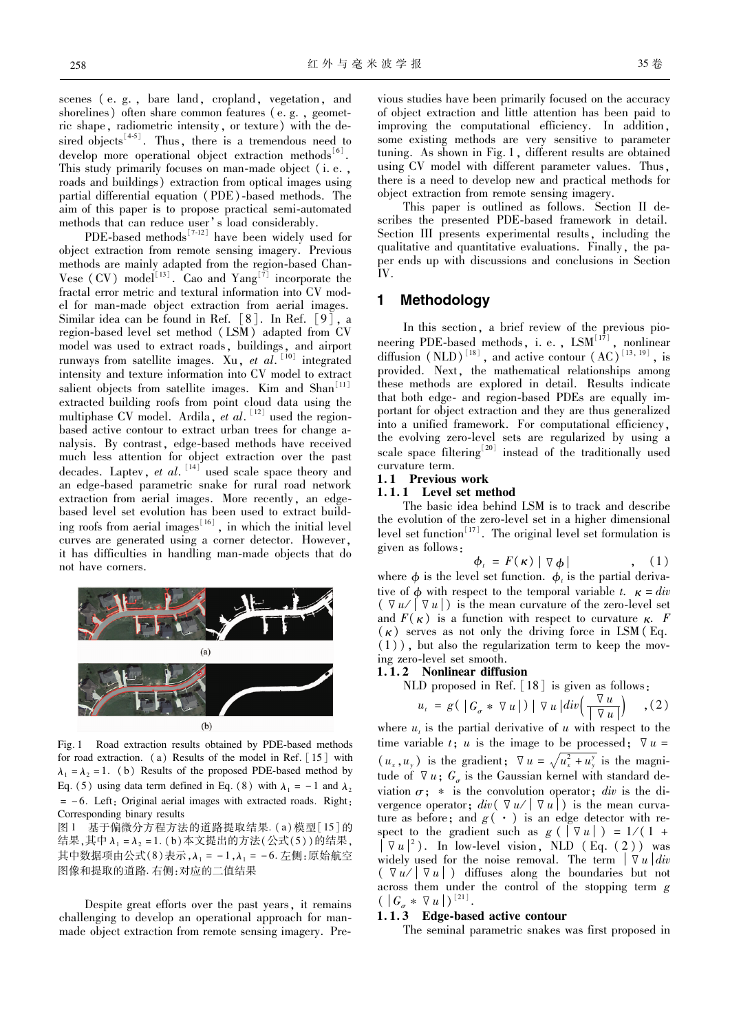scenes (e.g., bare land, cropland, vegetation, and shorelines) often share common features (e.g., geometric shape, radiometric intensity, or texture) with the desired objects[4-5]. Thus, there is a tremendous need to develop more operational object extraction methods[6]. This study primarily focuses on man-made object (i.e., roads and buildings) extraction from optical images using partial differential equation (PDE)-based methods. The aim of this paper is to propose practical semi-automated methods that can reduce user's load considerably.

PDE-based methods[7-12] have been widely used for object extraction from remote sensing imagery. Previous methods are mainly adapted from the region-based Chan-Vese (CV) model[13]. Cao and Yang[7] incorporate the fractal error metric and textural information into CV model for man-made object extraction from aerial images. Similar idea can be found in Ref. [8]. In Ref. [9], a region-based level set method (LSM) adapted from CV model was used to extract roads, buildings, and airport runways from satellite images. Xu, *et al.*[10] integrated intensity and texture information into CV model to extract salient objects from satellite images. Kim and Shan[11] extracted building roofs from point cloud data using the multiphase CV model. Ardila, *et al.*[12] used the region-based active contour to extract urban trees for change analysis. By contrast, edge-based methods have received much less attention for object extraction over the past decades. Laptev, *et al.*[14] used scale space theory and an edge-based parametric snake for rural road network extraction from aerial images. More recently, an edge-based level set evolution has been used to extract building roofs from aerial images[16], in which the initial level curves are generated using a corner detector. However, it has difficulties in handling man-made objects that do not have corners.

Fig. 1 Road extraction results obtained by PDE-based methods for road extraction. (a) Results of the model in Ref. [15] with $\lambda_1 = \lambda_2 = 1$. (b) Results of the proposed PDE-based method by Eq. (5) using data term defined in Eq. (8) with $\lambda_1 = -1$ and $\lambda_2 = -6$. Left: Original aerial images with extracted roads. Right: Corresponding binary results

图1 基于偏微分方程方法的道路提取结果.(a)模型[15]的结果,其中$\lambda_1 = \lambda_2 = 1$.(b)本文提出的方法(公式(5))的结果,其中数据项由公式(8)表示,$\lambda_1 = -1$,$\lambda_2 = -6$.左侧:原始航空图像和提取的道路.右侧:对应的二值结果

Despite great efforts over the past years, it remains challenging to develop an operational approach for man-made object extraction from remote sensing imagery. Previous studies have been primarily focused on the accuracy of object extraction and little attention has been paid to improving the computational efficiency. In addition, some existing methods are very sensitive to parameter tuning. As shown in Fig. 1, different results are obtained using CV model with different parameter values. Thus, there is a need to develop new and practical methods for object extraction from remote sensing imagery.

This paper is outlined as follows. Section II describes the presented PDE-based framework in detail. Section III presents experimental results, including the qualitative and quantitative evaluations. Finally, the paper ends up with discussions and conclusions in Section IV.

## 1 Methodology

In this section, a brief review of the previous pioneering PDE-based methods, i.e., LSM[17], nonlinear diffusion (NLD)[18], and active contour (AC)[13, 19], is provided. Next, the mathematical relationships among these methods are explored in detail. Results indicate that both edge- and region-based PDEs are equally important for object extraction and they are thus generalized into a unified framework. For computational efficiency, the evolving zero-level sets are regularized by using a scale space filtering[20] instead of the traditionally used curvature term.

### 1.1 Previous work

#### 1.1.1 Level set method

The basic idea behind LSM is to track and describe the evolution of the zero-level set in a higher dimensional level set function[17]. The original level set formulation is given as follows:

$$\phi_t = F(\kappa)\,|\nabla\phi| \quad , \quad (1)$$

where $\phi$ is the level set function. $\phi_t$ is the partial derivative of $\phi$ with respect to the temporal variable $t$. $\kappa = div(\nabla u/|\nabla u|)$ is the mean curvature of the zero-level set and $F(\kappa)$ is a function with respect to curvature $\kappa$. $F(\kappa)$ serves as not only the driving force in LSM (Eq. (1)), but also the regularization term to keep the moving zero-level set smooth.

#### 1.1.2 Nonlinear diffusion

NLD proposed in Ref. [18] is given as follows:

$$u_t = g(|G_\sigma * \nabla u|)\,|\nabla u|\,div\left(\frac{\nabla u}{|\nabla u|}\right) \quad , (2)$$

where $u_t$ is the partial derivative of $u$ with respect to the time variable $t$; $u$ is the image to be processed; $\nabla u = (u_x, u_y)$ is the gradient; $\nabla u = \sqrt{u_x^2 + u_y^2}$ is the magnitude of $\nabla u$; $G_\sigma$ is the Gaussian kernel with standard deviation $\sigma$; $*$ is the convolution operator; $div$ is the divergence operator; $div(\nabla u/|\nabla u|)$ is the mean curvature as before; and $g(\cdot)$ is an edge detector with respect to the gradient such as $g(|\nabla u|) = 1/(1 + |\nabla u|^2)$. In low-level vision, NLD (Eq. (2)) was widely used for the noise removal. The term $|\nabla u|\,div(\nabla u/|\nabla u|)$ diffuses along the boundaries but not across them under the control of the stopping term $g(|G_\sigma * \nabla u|)$[21].

#### 1.1.3 Edge-based active contour

The seminal parametric snakes was first proposed in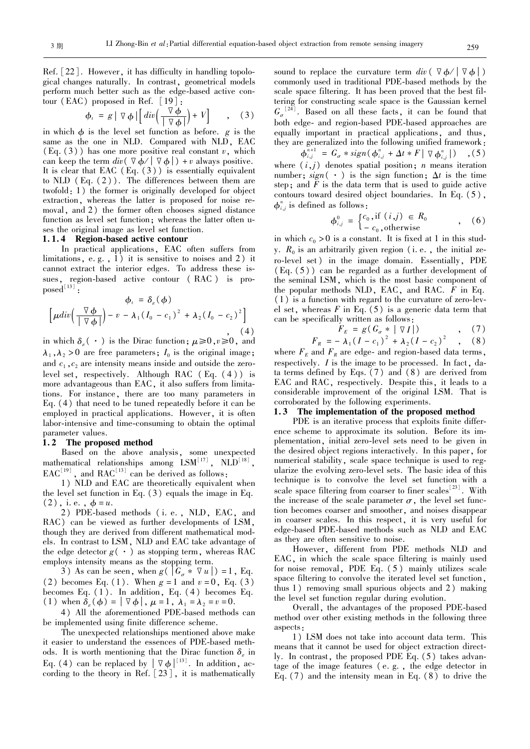Ref. [22]. However, it has difficulty in handling topological changes naturally. In contrast, geometrical models perform much better such as the edge-based active contour (EAC) proposed in Ref. [19]:

$$\phi_t = g|\nabla\phi|\left[div\left(\frac{\nabla\phi}{|\nabla\phi|}\right) + V\right] \quad , \quad (3)$$

in which $\phi$ is the level set function as before. $g$ is the same as the one in NLD. Compared with NLD, EAC (Eq. (3)) has one more positive real constant $v$, which can keep the term $div(\nabla\phi/|\nabla\phi|) + v$ always positive. It is clear that EAC (Eq. (3)) is essentially equivalent to NLD (Eq. (2)). The differences between them are twofold: 1) the former is originally developed for object extraction, whereas the latter is proposed for noise removal, and 2) the former often chooses signed distance function as level set function; whereas the latter often uses the original image as level set function.

### 1.1.4 Region-based active contour

In practical applications, EAC often suffers from limitations, e.g., 1) it is sensitive to noises and 2) it cannot extract the interior edges. To address these issues, region-based active contour (RAC) is proposed[13]:

$$\phi_t = \delta_\varepsilon(\phi)$$
$$\left[\mu div\left(\frac{\nabla\phi}{|\nabla\phi|}\right) - v - \lambda_1(I_0 - c_1)^2 + \lambda_2(I_0 - c_2)^2\right] \quad , \quad (4)$$

in which $\delta_\varepsilon(\cdot)$ is the Dirac function; $\mu \geqslant 0, v \geqslant 0$, and $\lambda_1, \lambda_2 > 0$ are free parameters; $I_0$ is the original image; and $c_1, c_2$ are intensity means inside and outside the zero-level set, respectively. Although RAC (Eq. (4)) is more advantageous than EAC, it also suffers from limitations. For instance, there are too many parameters in Eq. (4) that need to be tuned repeatedly before it can be employed in practical applications. However, it is often labor-intensive and time-consuming to obtain the optimal parameter values.

## 1.2 The proposed method

Based on the above analysis, some unexpected mathematical relationships among LSM[17], NLD[18], EAC[19], and RAC[13] can be derived as follows:

1) NLD and EAC are theoretically equivalent when the level set function in Eq. (3) equals the image in Eq. (2), i.e., $\phi = u$.

2) PDE-based methods (i.e., NLD, EAC, and RAC) can be viewed as further developments of LSM, though they are derived from different mathematical models. In contrast to LSM, NLD and EAC take advantage of the edge detector $g(\cdot)$ as stopping term, whereas RAC employs intensity means as the stopping term.

3) As can be seen, when $g(|G_\sigma * \nabla u|) = 1$, Eq. (2) becomes Eq. (1). When $g = 1$ and $v = 0$, Eq. (3) becomes Eq. (1). In addition, Eq. (4) becomes Eq. (1) when $\delta_\varepsilon(\phi) = |\nabla\phi|$, $\mu = 1$, $\lambda_1 = \lambda_2 = v = 0$.

4) All the aforementioned PDE-based methods can be implemented using finite difference scheme.

The unexpected relationships mentioned above make it easier to understand the essences of PDE-based methods. It is worth mentioning that the Dirac function $\delta_\varepsilon$ in Eq. (4) can be replaced by $|\nabla\phi|$[13]. In addition, according to the theory in Ref. [23], it is mathematically sound to replace the curvature term $div(\nabla\phi/|\nabla\phi|)$ commonly used in traditional PDE-based methods by the scale space filtering. It has been proved that the best filtering for constructing scale space is the Gaussian kernel $G_\sigma$[24]. Based on all these facts, it can be found that both edge- and region-based PDE-based approaches are equally important in practical applications, and thus, they are generalized into the following unified framework:

$$\phi_{i,j}^{n+1} = G_\sigma * sign(\phi_{i,j}^n + \Delta t * F|\nabla\phi_{i,j}^n|) \quad , (5)$$

where $(i,j)$ denotes spatial position; $n$ means iteration number; $sign(\cdot)$ is the sign function; $\Delta t$ is the time step; and $F$ is the data term that is used to guide active contours toward desired object boundaries. In Eq. (5), $\phi_{i,j}^n$ is defined as follows:

$$\phi_{i,j}^0 = \begin{cases} c_0, \text{if } (i,j) \in R_0 \\ -c_0, \text{otherwise} \end{cases} \quad , \quad (6)$$

in which $c_0 > 0$ is a constant. It is fixed at 1 in this study. $R_0$ is an arbitrarily given region (i.e., the initial zero-level set) in the image domain. Essentially, PDE (Eq. (5)) can be regarded as a further development of the seminal LSM, which is the most basic component of the popular methods NLD, EAC, and RAC. $F$ in Eq. (1) is a function with regard to the curvature of zero-level set, whereas $F$ in Eq. (5) is a generic data term that can be specifically written as follows:

$$F_E = g(G_\sigma * |\nabla I|) \quad , \quad (7)$$

$$F_R = -\lambda_1(I - c_1)^2 + \lambda_2(I - c_2)^2 \quad , \quad (8)$$

where $F_E$ and $F_R$ are edge- and region-based data terms, respectively. $I$ is the image to be processed. In fact, data terms defined by Eqs. (7) and (8) are derived from EAC and RAC, respectively. Despite this, it leads to a considerable improvement of the original LSM. That is corroborated by the following experiments.

## 1.3 The implementation of the proposed method

PDE is an iterative process that exploits finite difference scheme to approximate its solution. Before its implementation, initial zero-level sets need to be given in the desired object regions interactively. In this paper, for numerical stability, scale space technique is used to regularize the evolving zero-level sets. The basic idea of this technique is to convolve the level set function with a scale space filtering from coarser to finer scales[23]. With the increase of the scale parameter $\sigma$, the level set function becomes coarser and smoother, and noises disappear in coarser scales. In this respect, it is very useful for edge-based PDE-based methods such as NLD and EAC as they are often sensitive to noise.

However, different from PDE methods NLD and EAC, in which the scale space filtering is mainly used for noise removal, PDE Eq. (5) mainly utilizes scale space filtering to convolve the iterated level set function, thus 1) removing small spurious objects and 2) making the level set function regular during evolution.

Overall, the advantages of the proposed PDE-based method over other existing methods in the following three aspects:

1) LSM does not take into account data term. This means that it cannot be used for object extraction directly. In contrast, the proposed PDE Eq. (5) takes advantage of the image features (e.g., the edge detector in Eq. (7) and the intensity mean in Eq. (8) to drive the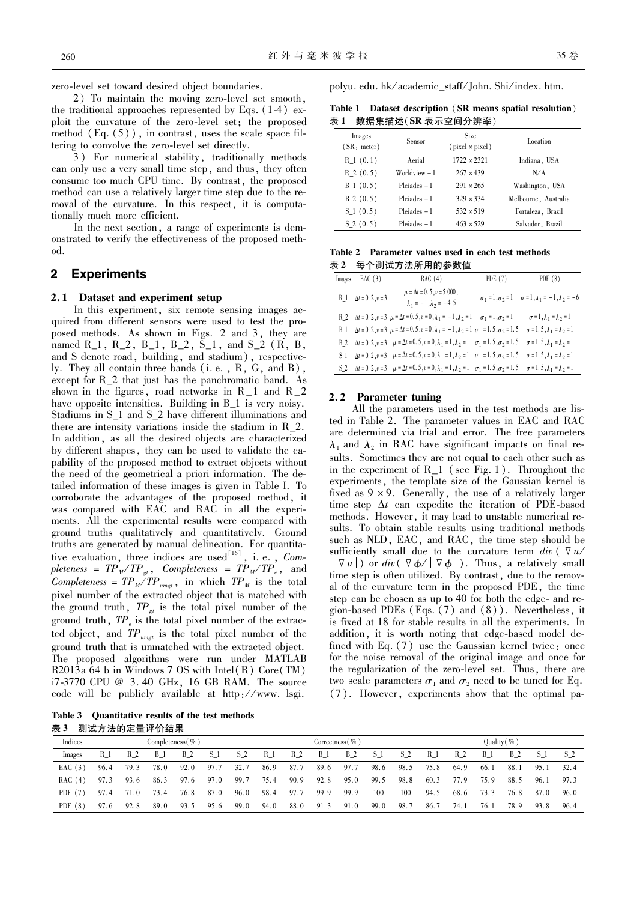zero-level set toward desired object boundaries.

2) To maintain the moving zero-level set smooth, the traditional approaches represented by Eqs. (1-4) exploit the curvature of the zero-level set; the proposed method (Eq. (5)), in contrast, uses the scale space filtering to convolve the zero-level set directly.

3) For numerical stability, traditionally methods can only use a very small time step, and thus, they often consume too much CPU time. By contrast, the proposed method can use a relatively larger time step due to the removal of the curvature. In this respect, it is computationally much more efficient.

In the next section, a range of experiments is demonstrated to verify the effectiveness of the proposed method.

## 2 Experiments

### 2.1 Dataset and experiment setup

In this experiment, six remote sensing images acquired from different sensors were used to test the proposed methods. As shown in Figs. 2 and 3, they are named R_1, R_2, B_1, B_2, S_1, and S_2 (R, B, and S denote road, building, and stadium), respectively. They all contain three bands (i. e., R, G, and B), except for R_2 that just has the panchromatic band. As shown in the figures, road networks in R_1 and R_2 have opposite intensities. Building in B_1 is very noisy. Stadiums in S_1 and S_2 have different illuminations and there are intensity variations inside the stadium in R_2. In addition, as all the desired objects are characterized by different shapes, they can be used to validate the capability of the proposed method to extract objects without the need of the geometrical a priori information. The detailed information of these images is given in Table I. To corroborate the advantages of the proposed method, it was compared with EAC and RAC in all the experiments. All the experimental results were compared with ground truths qualitatively and quantitatively. Ground truths are generated by manual delineation. For quantitative evaluation, three indices are used[16], i. e., $Completeness = TP_M/TP_{gt}$, $Completeness = TP_M/TP_e$, and $Completeness = TP_M/TP_{umgt}$, in which $TP_M$ is the total pixel number of the extracted object that is matched with the ground truth, $TP_{gt}$ is the total pixel number of the ground truth, $TP_e$ is the total pixel number of the extracted object, and $TP_{umgt}$ is the total pixel number of the ground truth that is unmatched with the extracted object. The proposed algorithms were run under MATLAB R2013a 64 b in Windows 7 OS with Intel(R) Core(TM) i7-3770 CPU @ 3.40 GHz, 16 GB RAM. The source code will be publicly available at http://www.lsgi.polyu.edu.hk/academic_staff/John.Shi/index.htm.

**Table 1 Dataset description (SR means spatial resolution)**
**表 1 数据集描述(SR 表示空间分辨率)**

| Images (SR: meter) | Sensor | Size (pixel × pixel) | Location |
|---|---|---|---|
| R_1 (0.1) | Aerial | 1722 × 2321 | Indiana, USA |
| R_2 (0.5) | Worldview − 1 | 267 × 439 | N/A |
| B_1 (0.5) | Pleiades − 1 | 291 × 265 | Washington, USA |
| B_2 (0.5) | Pleiades − 1 | 329 × 334 | Melbourne, Australia |
| S_1 (0.5) | Pleiades − 1 | 532 × 519 | Fortaleza, Brazil |
| S_2 (0.5) | Pleiades − 1 | 463 × 529 | Salvador, Brazil |

**Table 2 Parameter values used in each test methods**
**表 2 每个测试方法所用的参数值**

| Images | EAC (3) | RAC (4) | PDE (7) | PDE (8) |
|---|---|---|---|---|
| R_1 | $\Delta t = 0.2, v = 3$ | $\mu = \Delta t = 0.5, v = 5\,000, \lambda_1 = -1, \lambda_2 = -4.5$ | $\sigma_1 = 1, \sigma_2 = 1$ | $\sigma = 1, \lambda_1 = -1, \lambda_2 = -6$ |
| R_2 | $\Delta t = 0.2, v = 3$ | $\mu = \Delta t = 0.5, v = 0, \lambda_1 = -1, \lambda_2 = 1$ | $\sigma_1 = 1, \sigma_2 = 1$ | $\sigma = 1, \lambda_1 = \lambda_2 = 1$ |
| B_1 | $\Delta t = 0.2, v = 3$ | $\mu = \Delta t = 0.5, v = 0, \lambda_1 = -1, \lambda_2 = 1$ | $\sigma_1 = 1.5, \sigma_2 = 1.5$ | $\sigma = 1.5, \lambda_1 = \lambda_2 = 1$ |
| B_2 | $\Delta t = 0.2, v = 3$ | $\mu = \Delta t = 0.5, v = 0, \lambda_1 = 1, \lambda_2 = 1$ | $\sigma_1 = 1.5, \sigma_2 = 1.5$ | $\sigma = 1.5, \lambda_1 = \lambda_2 = 1$ |
| S_1 | $\Delta t = 0.2, v = 3$ | $\mu = \Delta t = 0.5, v = 0, \lambda_1 = 1, \lambda_2 = 1$ | $\sigma_1 = 1.5, \sigma_2 = 1.5$ | $\sigma = 1.5, \lambda_1 = \lambda_2 = 1$ |
| S_2 | $\Delta t = 0.2, v = 3$ | $\mu = \Delta t = 0.5, v = 0, \lambda_1 = 1, \lambda_2 = 1$ | $\sigma_1 = 1.5, \sigma_2 = 1.5$ | $\sigma = 1.5, \lambda_1 = \lambda_2 = 1$ |

### 2.2 Parameter tuning

All the parameters used in the test methods are listed in Table 2. The parameter values in EAC and RAC are determined via trial and error. The free parameters $\lambda_1$ and $\lambda_2$ in RAC have significant impacts on final results. Sometimes they are not equal to each other such as in the experiment of R_1 (see Fig. 1). Throughout the experiments, the template size of the Gaussian kernel is fixed as $9 \times 9$. Generally, the use of a relatively larger time step $\Delta t$ can expedite the iteration of PDE-based methods. However, it may lead to unstable numerical results. To obtain stable results using traditional methods such as NLD, EAC, and RAC, the time step should be sufficiently small due to the curvature term $div(\nabla u / |\nabla u|)$ or $div(\nabla \phi / |\nabla \phi|)$. Thus, a relatively small time step is often utilized. By contrast, due to the removal of the curvature term in the proposed PDE, the time step can be chosen as up to 40 for both the edge- and region-based PDEs (Eqs. (7) and (8)). Nevertheless, it is fixed at 18 for stable results in all the experiments. In addition, it is worth noting that edge-based model defined with Eq. (7) use the Gaussian kernel twice: once for the noise removal of the original image and once for the regularization of the zero-level set. Thus, there are two scale parameters $\sigma_1$ and $\sigma_2$ need to be tuned for Eq. (7). However, experiments show that the optimal pa-

**Table 3 Quantitative results of the test methods**
**表 3 测试方法的定量评价结果**

| Indices | Completeness(%) | | | | | | Correctness(%) | | | | | | Quality(%) | | | | | |
|---|---|---|---|---|---|---|---|---|---|---|---|---|---|---|---|---|---|---|
| Images | R_1 | R_2 | B_1 | B_2 | S_1 | S_2 | R_1 | R_2 | B_1 | B_2 | S_1 | S_2 | R_1 | R_2 | B_1 | B_2 | S_1 | S_2 |
| EAC (3) | 96.4 | 79.3 | 78.0 | 92.0 | 97.7 | 32.7 | 86.9 | 87.7 | 89.6 | 97.7 | 98.6 | 98.5 | 75.8 | 64.9 | 66.1 | 88.1 | 95.1 | 32.4 |
| RAC (4) | 97.3 | 93.6 | 86.3 | 97.6 | 97.0 | 99.7 | 75.4 | 90.9 | 92.8 | 95.0 | 99.5 | 98.8 | 60.3 | 77.9 | 75.9 | 88.5 | 96.1 | 97.3 |
| PDE (7) | 97.4 | 71.0 | 73.4 | 76.8 | 87.0 | 96.0 | 98.4 | 97.7 | 99.9 | 99.9 | 100 | 100 | 94.5 | 68.6 | 73.3 | 76.8 | 87.0 | 96.0 |
| PDE (8) | 97.6 | 92.8 | 89.0 | 93.5 | 95.6 | 99.0 | 94.0 | 88.0 | 91.3 | 91.0 | 99.0 | 98.7 | 86.7 | 74.1 | 76.1 | 78.9 | 93.8 | 96.4 |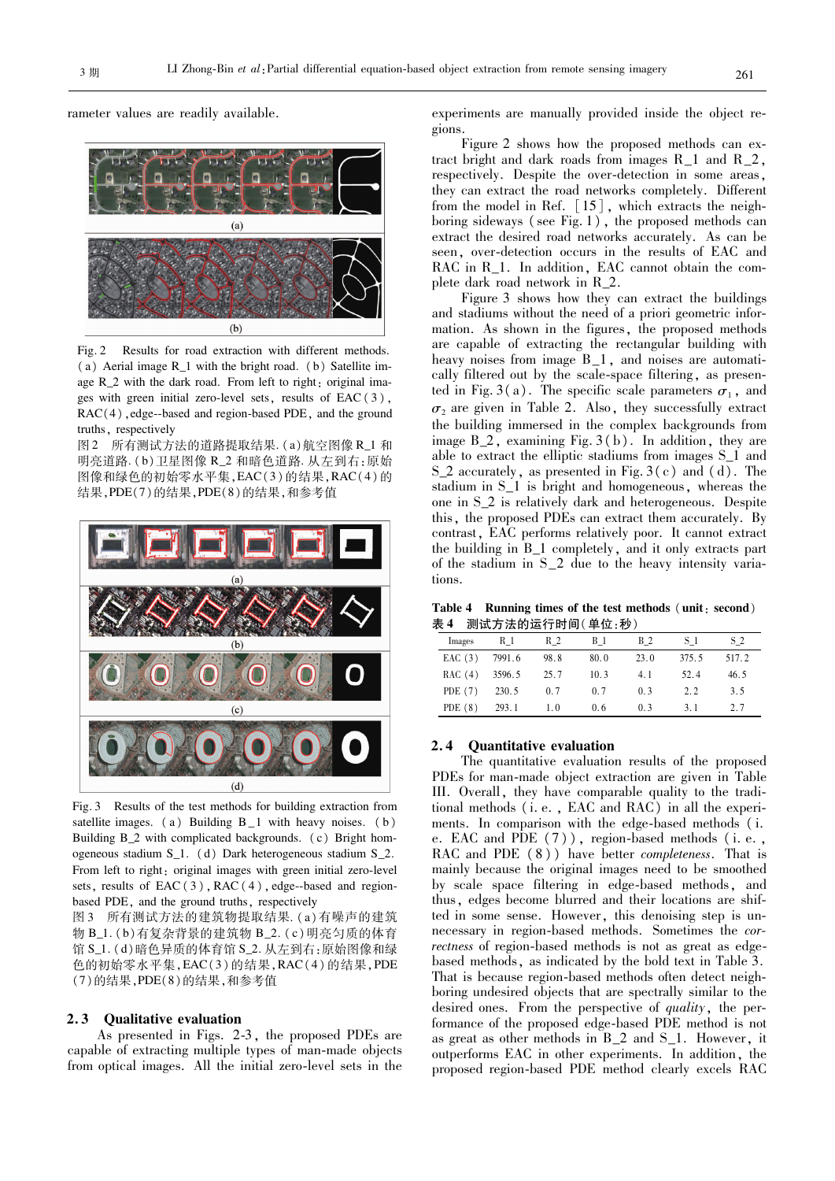rameter values are readily available.

Fig. 2 Results for road extraction with different methods. (a) Aerial image R_1 with the bright road. (b) Satellite image R_2 with the dark road. From left to right: original images with green initial zero-level sets, results of EAC(3), RAC(4), edge-based and region-based PDE, and the ground truths, respectively

图2 所有测试方法的道路提取结果.(a)航空图像 R_1 和明亮道路.(b)卫星图像 R_2 和暗色道路. 从左到右:原始图像和绿色的初始零水平集,EAC(3)的结果,RAC(4)的结果,PDE(7)的结果,PDE(8)的结果,和参考值

Fig. 3 Results of the test methods for building extraction from satellite images. (a) Building B_1 with heavy noises. (b) Building B_2 with complicated backgrounds. (c) Bright homogeneous stadium S_1. (d) Dark heterogeneous stadium S_2. From left to right: original images with green initial zero-level sets, results of EAC(3), RAC(4), edge-based and region-based PDE, and the ground truths, respectively

图3 所有测试方法的建筑物提取结果.(a)有噪声的建筑物 B_1.(b)有复杂背景的建筑物 B_2.(c)明亮匀质的体育馆 S_1.(d)暗色异质的体育馆 S_2. 从左到右:原始图像和绿色的初始零水平集,EAC(3)的结果,RAC(4)的结果,PDE(7)的结果,PDE(8)的结果,和参考值

### 2.3 Qualitative evaluation

As presented in Figs. 2-3, the proposed PDEs are capable of extracting multiple types of man-made objects from optical images. All the initial zero-level sets in the experiments are manually provided inside the object regions.

Figure 2 shows how the proposed methods can extract bright and dark roads from images R_1 and R_2, respectively. Despite the over-detection in some areas, they can extract the road networks completely. Different from the model in Ref. [15], which extracts the neighboring sideways (see Fig. 1), the proposed methods can extract the desired road networks accurately. As can be seen, over-detection occurs in the results of EAC and RAC in R_1. In addition, EAC cannot obtain the complete dark road network in R_2.

Figure 3 shows how they can extract the buildings and stadiums without the need of a priori geometric information. As shown in the figures, the proposed methods are capable of extracting the rectangular building with heavy noises from image B_1, and noises are automatically filtered out by the scale-space filtering, as presented in Fig. 3(a). The specific scale parameters $\sigma_1$, and $\sigma_2$ are given in Table 2. Also, they successfully extract the building immersed in the complex backgrounds from image B_2, examining Fig. 3(b). In addition, they are able to extract the elliptic stadiums from images S_1 and S_2 accurately, as presented in Fig. 3(c) and (d). The stadium in S_1 is bright and homogeneous, whereas the one in S_2 is relatively dark and heterogeneous. Despite this, the proposed PDEs can extract them accurately. By contrast, EAC performs relatively poor. It cannot extract the building in B_1 completely, and it only extracts part of the stadium in S_2 due to the heavy intensity variations.

**Table 4 Running times of the test methods (unit: second)**
**表 4 测试方法的运行时间(单位:秒)**

| Images | R_1 | R_2 | B_1 | B_2 | S_1 | S_2 |
|---|---|---|---|---|---|---|
| EAC (3) | 7991.6 | 98.8 | 80.0 | 23.0 | 375.5 | 517.2 |
| RAC (4) | 3596.5 | 25.7 | 10.3 | 4.1 | 52.4 | 46.5 |
| PDE (7) | 230.5 | 0.7 | 0.7 | 0.3 | 2.2 | 3.5 |
| PDE (8) | 293.1 | 1.0 | 0.6 | 0.3 | 3.1 | 2.7 |

### 2.4 Quantitative evaluation

The quantitative evaluation results of the proposed PDEs for man-made object extraction are given in Table III. Overall, they have comparable quality to the traditional methods (i.e., EAC and RAC) in all the experiments. In comparison with the edge-based methods (i.e. EAC and PDE (7)), region-based methods (i.e., RAC and PDE (8)) have better *completeness*. That is mainly because the original images need to be smoothed by scale space filtering in edge-based methods, and thus, edges become blurred and their locations are shifted in some sense. However, this denoising step is unnecessary in region-based methods. Sometimes the *correctness* of region-based methods is not as great as edge-based methods, as indicated by the bold text in Table 3. That is because region-based methods often detect neighboring undesired objects that are spectrally similar to the desired ones. From the perspective of *quality*, the performance of the proposed edge-based PDE method is not as great as other methods in B_2 and S_1. However, it outperforms EAC in other experiments. In addition, the proposed region-based PDE method clearly excels RAC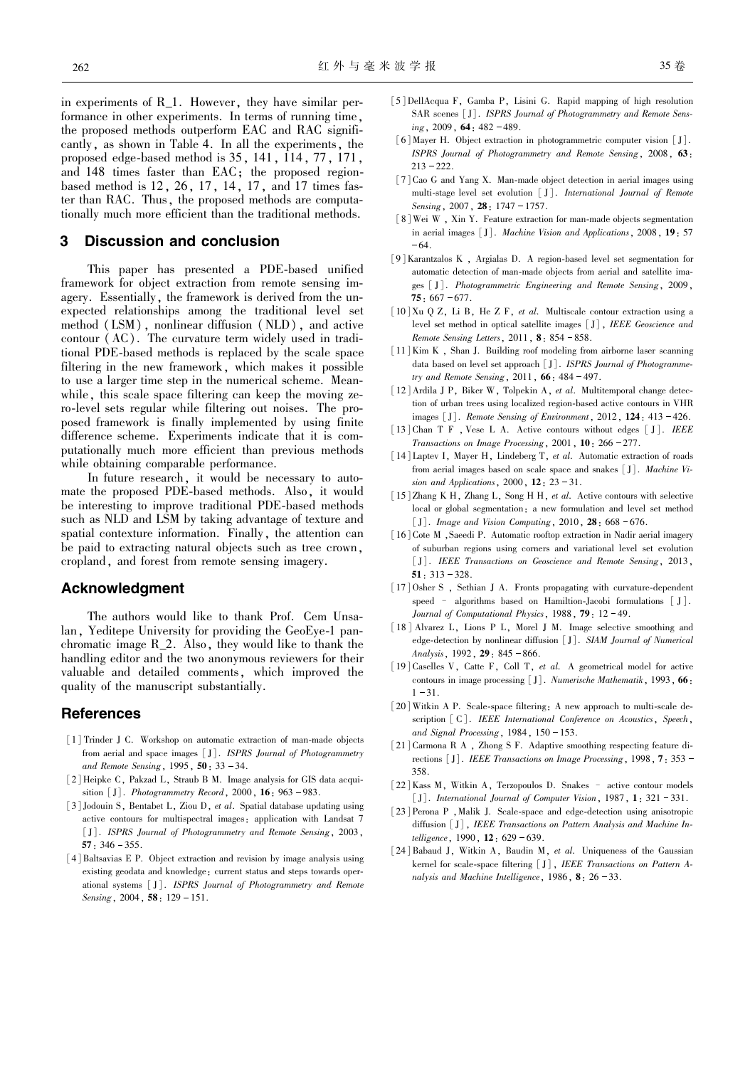in experiments of R_1. However, they have similar performance in other experiments. In terms of running time, the proposed methods outperform EAC and RAC significantly, as shown in Table 4. In all the experiments, the proposed edge-based method is 35, 141, 114, 77, 171, and 148 times faster than EAC; the proposed region-based method is 12, 26, 17, 14, 17, and 17 times faster than RAC. Thus, the proposed methods are computationally much more efficient than the traditional methods.

## 3 Discussion and conclusion

This paper has presented a PDE-based unified framework for object extraction from remote sensing imagery. Essentially, the framework is derived from the unexpected relationships among the traditional level set method (LSM), nonlinear diffusion (NLD), and active contour (AC). The curvature term widely used in traditional PDE-based methods is replaced by the scale space filtering in the new framework, which makes it possible to use a larger time step in the numerical scheme. Meanwhile, this scale space filtering can keep the moving zero-level sets regular while filtering out noises. The proposed framework is finally implemented by using finite difference scheme. Experiments indicate that it is computationally much more efficient than previous methods while obtaining comparable performance.

In future research, it would be necessary to automate the proposed PDE-based methods. Also, it would be interesting to improve traditional PDE-based methods such as NLD and LSM by taking advantage of texture and spatial contexture information. Finally, the attention can be paid to extracting natural objects such as tree crown, cropland, and forest from remote sensing imagery.

## Acknowledgment

The authors would like to thank Prof. Cem Unsalan, Yeditepe University for providing the GeoEye-1 panchromatic image R_2. Also, they would like to thank the handling editor and the two anonymous reviewers for their valuable and detailed comments, which improved the quality of the manuscript substantially.

## References

[1] Trinder J C. Workshop on automatic extraction of man-made objects from aerial and space images [J]. *ISPRS Journal of Photogrammetry and Remote Sensing*, 1995, **50**: 33-34.

[2] Heipke C, Pakzad L, Straub B M. Image analysis for GIS data acquisition [J]. *Photogrammetry Record*, 2000, **16**: 963-983.

[3] Jodouin S, Bentabet L, Ziou D, *et al*. Spatial database updating using active contours for multispectral images: application with Landsat 7 [J]. *ISPRS Journal of Photogrammetry and Remote Sensing*, 2003, **57**: 346-355.

[4] Baltsavias E P. Object extraction and revision by image analysis using existing geodata and knowledge: current status and steps towards operational systems [J]. *ISPRS Journal of Photogrammetry and Remote Sensing*, 2004, **58**: 129-151.

[5] DellAcqua F, Gamba P, Lisini G. Rapid mapping of high resolution SAR scenes [J]. *ISPRS Journal of Photogrammetry and Remote Sensing*, 2009, **64**: 482-489.

[6] Mayer H. Object extraction in photogrammetric computer vision [J]. *ISPRS Journal of Photogrammetry and Remote Sensing*, 2008, **63**: 213-222.

[7] Cao G and Yang X. Man-made object detection in aerial images using multi-stage level set evolution [J]. *International Journal of Remote Sensing*, 2007, **28**: 1747-1757.

[8] Wei W, Xin Y. Feature extraction for man-made objects segmentation in aerial images [J]. *Machine Vision and Applications*, 2008, **19**: 57-64.

[9] Karantzalos K, Argialas D. A region-based level set segmentation for automatic detection of man-made objects from aerial and satellite images [J]. *Photogrammetric Engineering and Remote Sensing*, 2009, **75**: 667-677.

[10] Xu Q Z, Li B, He Z F, *et al*. Multiscale contour extraction using a level set method in optical satellite images [J]. *IEEE Geoscience and Remote Sensing Letters*, 2011, **8**: 854-858.

[11] Kim K, Shan J. Building roof modeling from airborne laser scanning data based on level set approach [J]. *ISPRS Journal of Photogrammetry and Remote Sensing*, 2011, **66**: 484-497.

[12] Ardila J P, Biker W, Tolpekin A, *et al*. Multitemporal change detection of urban trees using localized region-based active contours in VHR images [J]. *Remote Sensing of Environment*, 2012, **124**: 413-426.

[13] Chan T F, Vese L A. Active contours without edges [J]. *IEEE Transactions on Image Processing*, 2001, **10**: 266-277.

[14] Laptev I, Mayer H, Lindeberg T, *et al*. Automatic extraction of roads from aerial images based on scale space and snakes [J]. *Machine Vision and Applications*, 2000, **12**: 23-31.

[15] Zhang K H, Zhang L, Song H H, *et al*. Active contours with selective local or global segmentation: a new formulation and level set method [J]. *Image and Vision Computing*, 2010, **28**: 668-676.

[16] Cote M, Saeedi P. Automatic rooftop extraction in Nadir aerial imagery of suburban regions using corners and variational level set evolution [J]. *IEEE Transactions on Geoscience and Remote Sensing*, 2013, **51**: 313-328.

[17] Osher S, Sethian J A. Fronts propagating with curvature-dependent speed - algorithms based on Hamiltion-Jacobi formulations [J]. *Journal of Computational Physics*, 1988, **79**: 12-49.

[18] Alvarez L, Lions P L, Morel J M. Image selective smoothing and edge-detection by nonlinear diffusion [J]. *SIAM Journal of Numerical Analysis*, 1992, **29**: 845-866.

[19] Caselles V, Catte F, Coll T, *et al*. A geometrical model for active contours in image processing [J]. *Numerische Mathematik*, 1993, **66**: 1-31.

[20] Witkin A P. Scale-space filtering: A new approach to multi-scale description [C]. *IEEE International Conference on Acoustics, Speech, and Signal Processing*, 1984, 150-153.

[21] Carmona R A, Zhong S F. Adaptive smoothing respecting feature directions [J]. *IEEE Transactions on Image Processing*, 1998, **7**: 353-358.

[22] Kass M, Witkin A, Terzopoulos D. Snakes - active contour models [J]. *International Journal of Computer Vision*, 1987, **1**: 321-331.

[23] Perona P, Malik J. Scale-space and edge-detection using anisotropic diffusion [J], *IEEE Transactions on Pattern Analysis and Machine Intelligence*, 1990, **12**: 629-639.

[24] Babaud J, Witkin A, Baudin M, *et al*. Uniqueness of the Gaussian kernel for scale-space filtering [J], *IEEE Transactions on Pattern Analysis and Machine Intelligence*, 1986, **8**: 26-33.